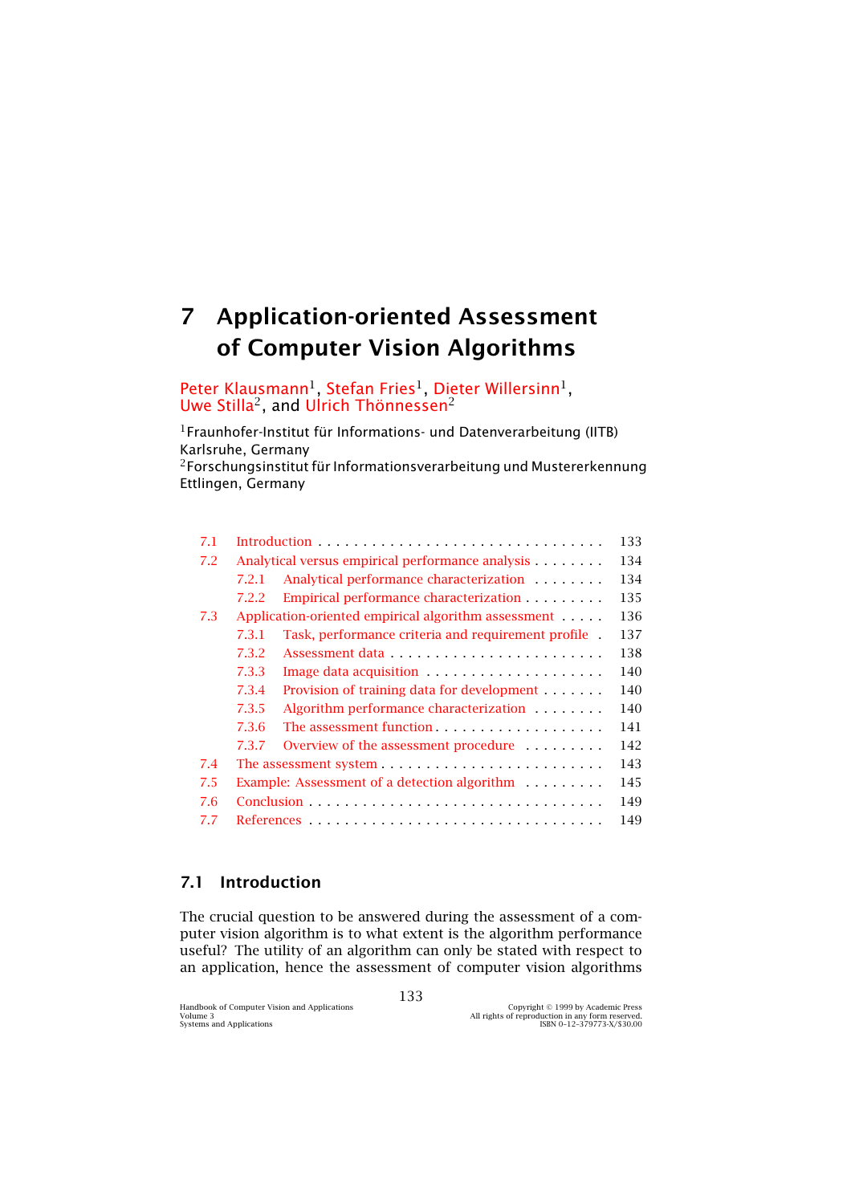# 7 Application-oriented Assessment of Computer Vision Algorithms

Peter Klausmann[1], Stefan Fries[1], Dieter Willersinn[1], Uwe Stilla[2], and Ulrich Thönnessen[2]

[1]Fraunhofer-Institut für Informations- und Datenverarbeitung (IITB) Karlsruhe, Germany
[2]Forschungsinstitut für Informationsverarbeitung und Mustererkennung Ettlingen, Germany

| | | |
|---|---|---|
| 7.1 | Introduction | 133 |
| 7.2 | Analytical versus empirical performance analysis | 134 |
| | 7.2.1 Analytical performance characterization | 134 |
| | 7.2.2 Empirical performance characterization | 135 |
| 7.3 | Application-oriented empirical algorithm assessment | 136 |
| | 7.3.1 Task, performance criteria and requirement profile | 137 |
| | 7.3.2 Assessment data | 138 |
| | 7.3.3 Image data acquisition | 140 |
| | 7.3.4 Provision of training data for development | 140 |
| | 7.3.5 Algorithm performance characterization | 140 |
| | 7.3.6 The assessment function | 141 |
| | 7.3.7 Overview of the assessment procedure | 142 |
| 7.4 | The assessment system | 143 |
| 7.5 | Example: Assessment of a detection algorithm | 145 |
| 7.6 | Conclusion | 149 |
| 7.7 | References | 149 |

## 7.1 Introduction

The crucial question to be answered during the assessment of a computer vision algorithm is to what extent is the algorithm performance useful? The utility of an algorithm can only be stated with respect to an application, hence the assessment of computer vision algorithms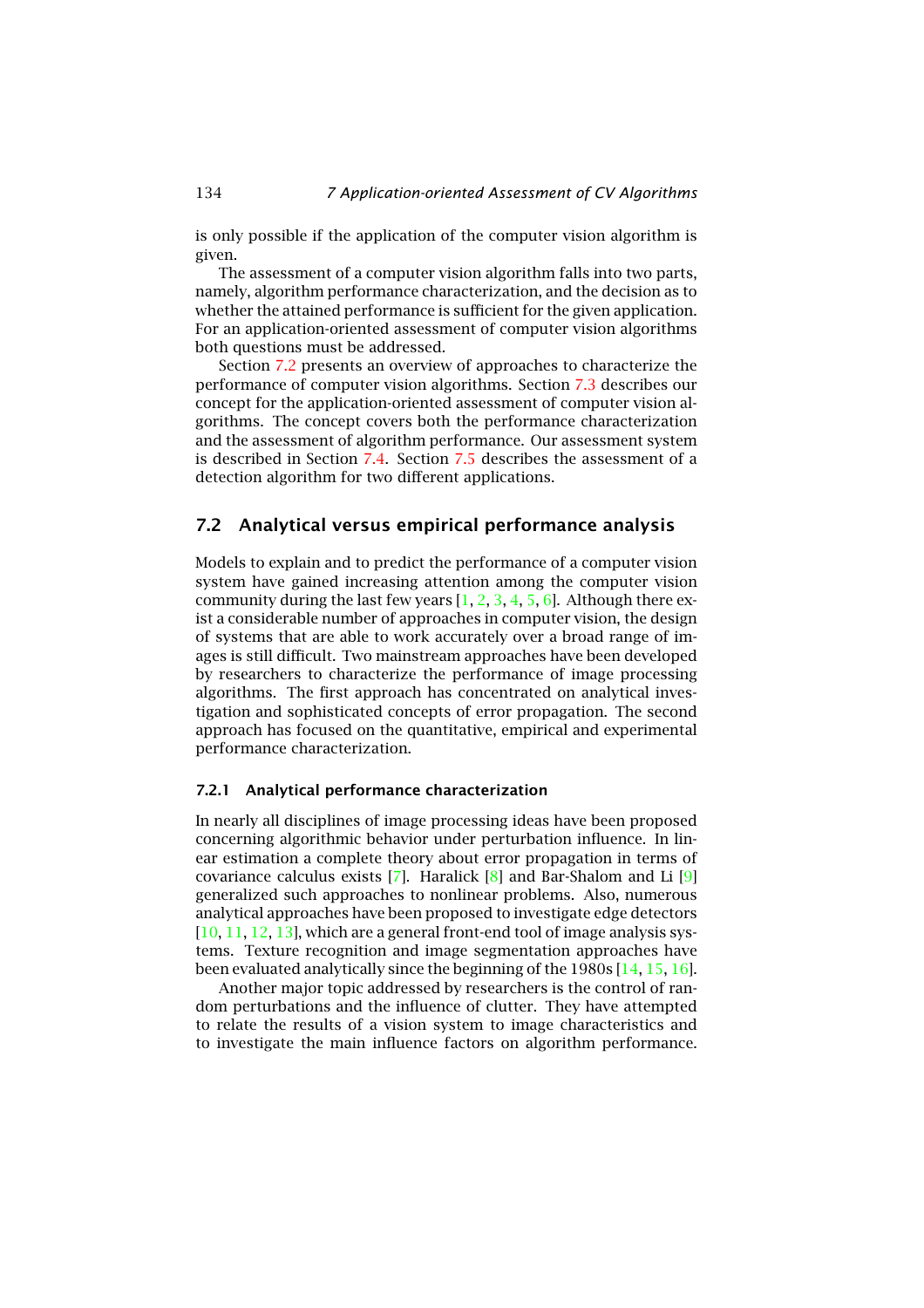is only possible if the application of the computer vision algorithm is given.

The assessment of a computer vision algorithm falls into two parts, namely, algorithm performance characterization, and the decision as to whether the attained performance is sufficient for the given application. For an application-oriented assessment of computer vision algorithms both questions must be addressed.

Section 7.2 presents an overview of approaches to characterize the performance of computer vision algorithms. Section 7.3 describes our concept for the application-oriented assessment of computer vision algorithms. The concept covers both the performance characterization and the assessment of algorithm performance. Our assessment system is described in Section 7.4. Section 7.5 describes the assessment of a detection algorithm for two different applications.

## 7.2 Analytical versus empirical performance analysis

Models to explain and to predict the performance of a computer vision system have gained increasing attention among the computer vision community during the last few years [1, 2, 3, 4, 5, 6]. Although there exist a considerable number of approaches in computer vision, the design of systems that are able to work accurately over a broad range of images is still difficult. Two mainstream approaches have been developed by researchers to characterize the performance of image processing algorithms. The first approach has concentrated on analytical investigation and sophisticated concepts of error propagation. The second approach has focused on the quantitative, empirical and experimental performance characterization.

### 7.2.1 Analytical performance characterization

In nearly all disciplines of image processing ideas have been proposed concerning algorithmic behavior under perturbation influence. In linear estimation a complete theory about error propagation in terms of covariance calculus exists [7]. Haralick [8] and Bar-Shalom and Li [9] generalized such approaches to nonlinear problems. Also, numerous analytical approaches have been proposed to investigate edge detectors [10, 11, 12, 13], which are a general front-end tool of image analysis systems. Texture recognition and image segmentation approaches have been evaluated analytically since the beginning of the 1980s [14, 15, 16].

Another major topic addressed by researchers is the control of random perturbations and the influence of clutter. They have attempted to relate the results of a vision system to image characteristics and to investigate the main influence factors on algorithm performance.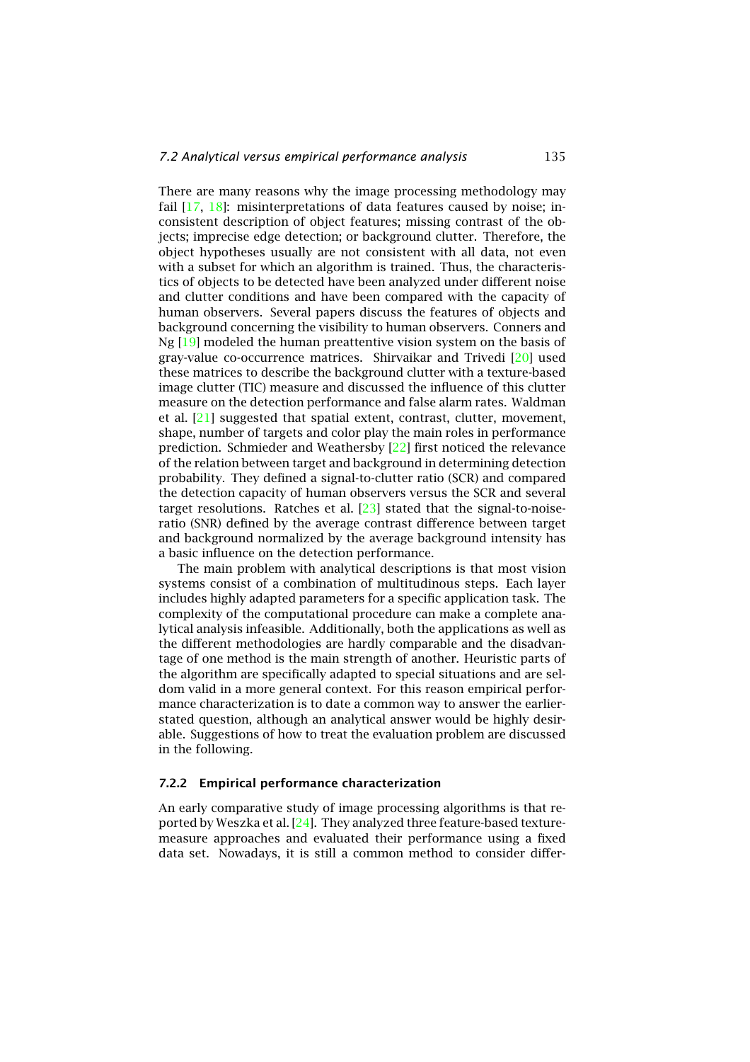There are many reasons why the image processing methodology may fail [17, 18]: misinterpretations of data features caused by noise; inconsistent description of object features; missing contrast of the objects; imprecise edge detection; or background clutter. Therefore, the object hypotheses usually are not consistent with all data, not even with a subset for which an algorithm is trained. Thus, the characteristics of objects to be detected have been analyzed under different noise and clutter conditions and have been compared with the capacity of human observers. Several papers discuss the features of objects and background concerning the visibility to human observers. Conners and Ng [19] modeled the human preattentive vision system on the basis of gray-value co-occurrence matrices. Shirvaikar and Trivedi [20] used these matrices to describe the background clutter with a texture-based image clutter (TIC) measure and discussed the influence of this clutter measure on the detection performance and false alarm rates. Waldman et al. [21] suggested that spatial extent, contrast, clutter, movement, shape, number of targets and color play the main roles in performance prediction. Schmieder and Weathersby [22] first noticed the relevance of the relation between target and background in determining detection probability. They defined a signal-to-clutter ratio (SCR) and compared the detection capacity of human observers versus the SCR and several target resolutions. Ratches et al. [23] stated that the signal-to-noise-ratio (SNR) defined by the average contrast difference between target and background normalized by the average background intensity has a basic influence on the detection performance.

The main problem with analytical descriptions is that most vision systems consist of a combination of multitudinous steps. Each layer includes highly adapted parameters for a specific application task. The complexity of the computational procedure can make a complete analytical analysis infeasible. Additionally, both the applications as well as the different methodologies are hardly comparable and the disadvantage of one method is the main strength of another. Heuristic parts of the algorithm are specifically adapted to special situations and are seldom valid in a more general context. For this reason empirical performance characterization is to date a common way to answer the earlier-stated question, although an analytical answer would be highly desirable. Suggestions of how to treat the evaluation problem are discussed in the following.

### 7.2.2 Empirical performance characterization

An early comparative study of image processing algorithms is that reported by Weszka et al. [24]. They analyzed three feature-based texture-measure approaches and evaluated their performance using a fixed data set. Nowadays, it is still a common method to consider differ-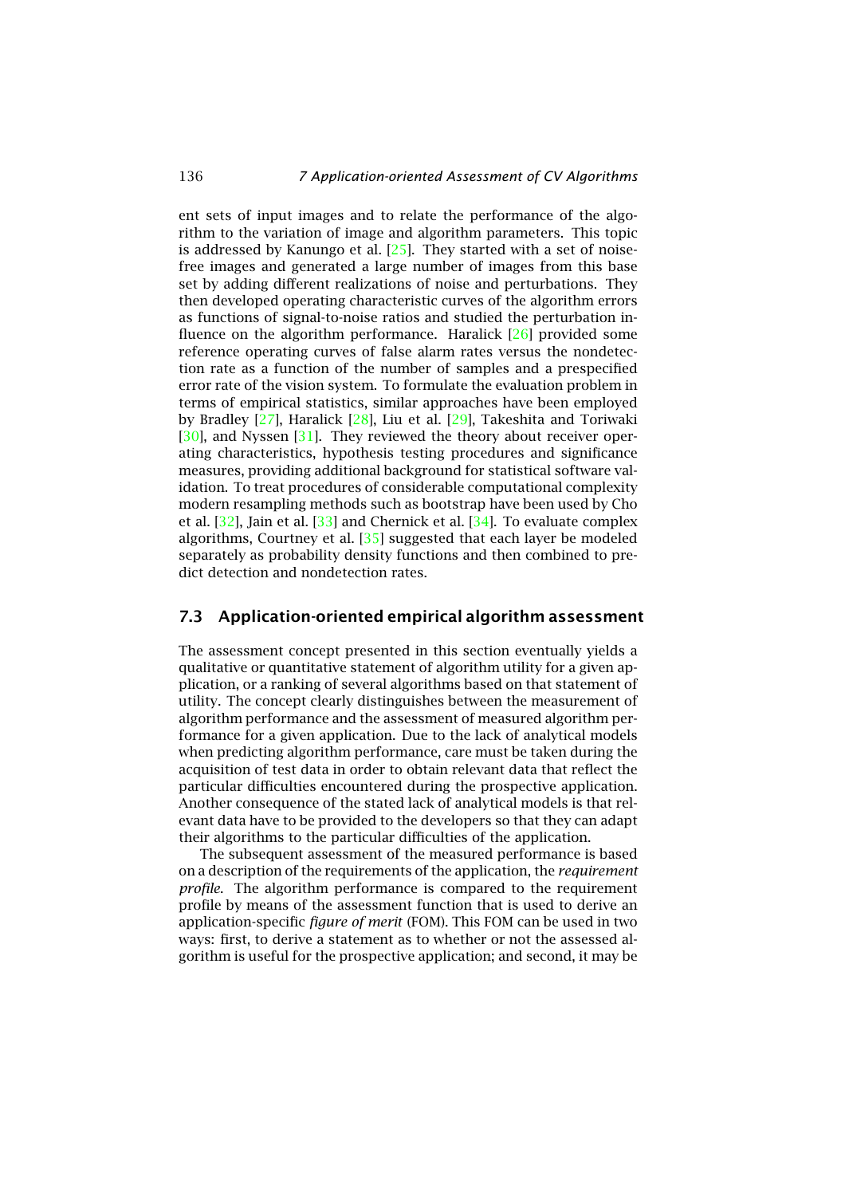ent sets of input images and to relate the performance of the algorithm to the variation of image and algorithm parameters. This topic is addressed by Kanungo et al. [25]. They started with a set of noise-free images and generated a large number of images from this base set by adding different realizations of noise and perturbations. They then developed operating characteristic curves of the algorithm errors as functions of signal-to-noise ratios and studied the perturbation influence on the algorithm performance. Haralick [26] provided some reference operating curves of false alarm rates versus the nondetection rate as a function of the number of samples and a prespecified error rate of the vision system. To formulate the evaluation problem in terms of empirical statistics, similar approaches have been employed by Bradley [27], Haralick [28], Liu et al. [29], Takeshita and Toriwaki [30], and Nyssen [31]. They reviewed the theory about receiver operating characteristics, hypothesis testing procedures and significance measures, providing additional background for statistical software validation. To treat procedures of considerable computational complexity modern resampling methods such as bootstrap have been used by Cho et al. [32], Jain et al. [33] and Chernick et al. [34]. To evaluate complex algorithms, Courtney et al. [35] suggested that each layer be modeled separately as probability density functions and then combined to predict detection and nondetection rates.

## 7.3 Application-oriented empirical algorithm assessment

The assessment concept presented in this section eventually yields a qualitative or quantitative statement of algorithm utility for a given application, or a ranking of several algorithms based on that statement of utility. The concept clearly distinguishes between the measurement of algorithm performance and the assessment of measured algorithm performance for a given application. Due to the lack of analytical models when predicting algorithm performance, care must be taken during the acquisition of test data in order to obtain relevant data that reflect the particular difficulties encountered during the prospective application. Another consequence of the stated lack of analytical models is that relevant data have to be provided to the developers so that they can adapt their algorithms to the particular difficulties of the application.

The subsequent assessment of the measured performance is based on a description of the requirements of the application, the *requirement profile*. The algorithm performance is compared to the requirement profile by means of the assessment function that is used to derive an application-specific *figure of merit* (FOM). This FOM can be used in two ways: first, to derive a statement as to whether or not the assessed algorithm is useful for the prospective application; and second, it may be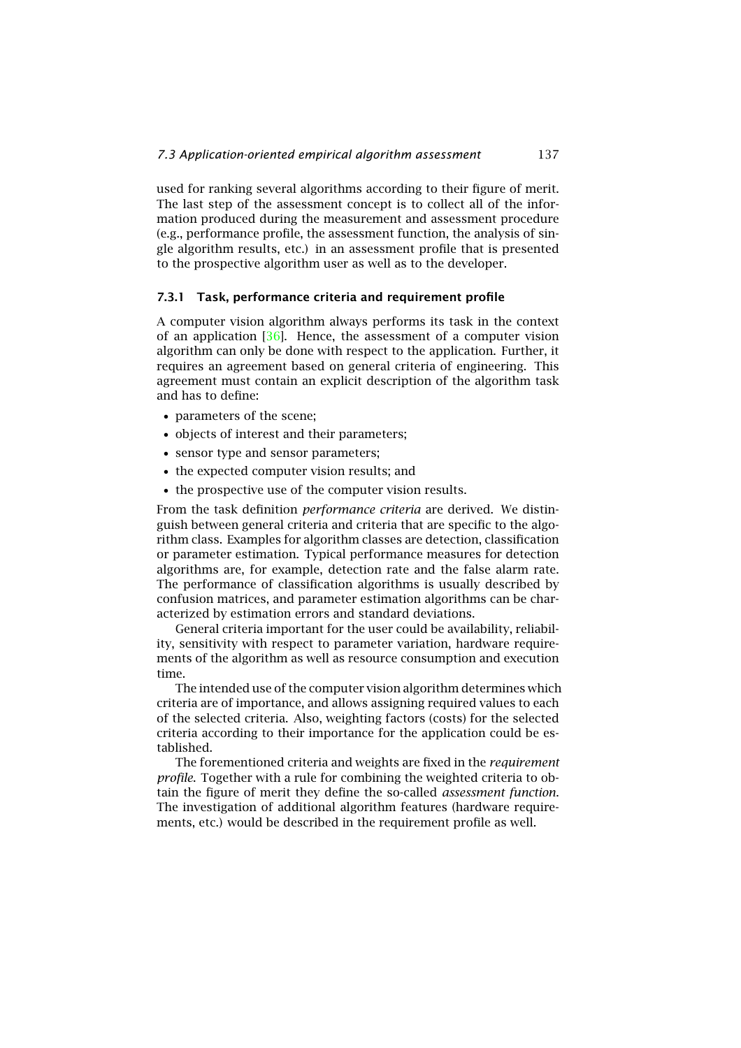used for ranking several algorithms according to their figure of merit. The last step of the assessment concept is to collect all of the information produced during the measurement and assessment procedure (e.g., performance profile, the assessment function, the analysis of single algorithm results, etc.) in an assessment profile that is presented to the prospective algorithm user as well as to the developer.

### 7.3.1 Task, performance criteria and requirement profile

A computer vision algorithm always performs its task in the context of an application [36]. Hence, the assessment of a computer vision algorithm can only be done with respect to the application. Further, it requires an agreement based on general criteria of engineering. This agreement must contain an explicit description of the algorithm task and has to define:

- parameters of the scene;
- objects of interest and their parameters;
- sensor type and sensor parameters;
- the expected computer vision results; and
- the prospective use of the computer vision results.

From the task definition *performance criteria* are derived. We distinguish between general criteria and criteria that are specific to the algorithm class. Examples for algorithm classes are detection, classification or parameter estimation. Typical performance measures for detection algorithms are, for example, detection rate and the false alarm rate. The performance of classification algorithms is usually described by confusion matrices, and parameter estimation algorithms can be characterized by estimation errors and standard deviations.

General criteria important for the user could be availability, reliability, sensitivity with respect to parameter variation, hardware requirements of the algorithm as well as resource consumption and execution time.

The intended use of the computer vision algorithm determines which criteria are of importance, and allows assigning required values to each of the selected criteria. Also, weighting factors (costs) for the selected criteria according to their importance for the application could be established.

The forementioned criteria and weights are fixed in the *requirement profile*. Together with a rule for combining the weighted criteria to obtain the figure of merit they define the so-called *assessment function*. The investigation of additional algorithm features (hardware requirements, etc.) would be described in the requirement profile as well.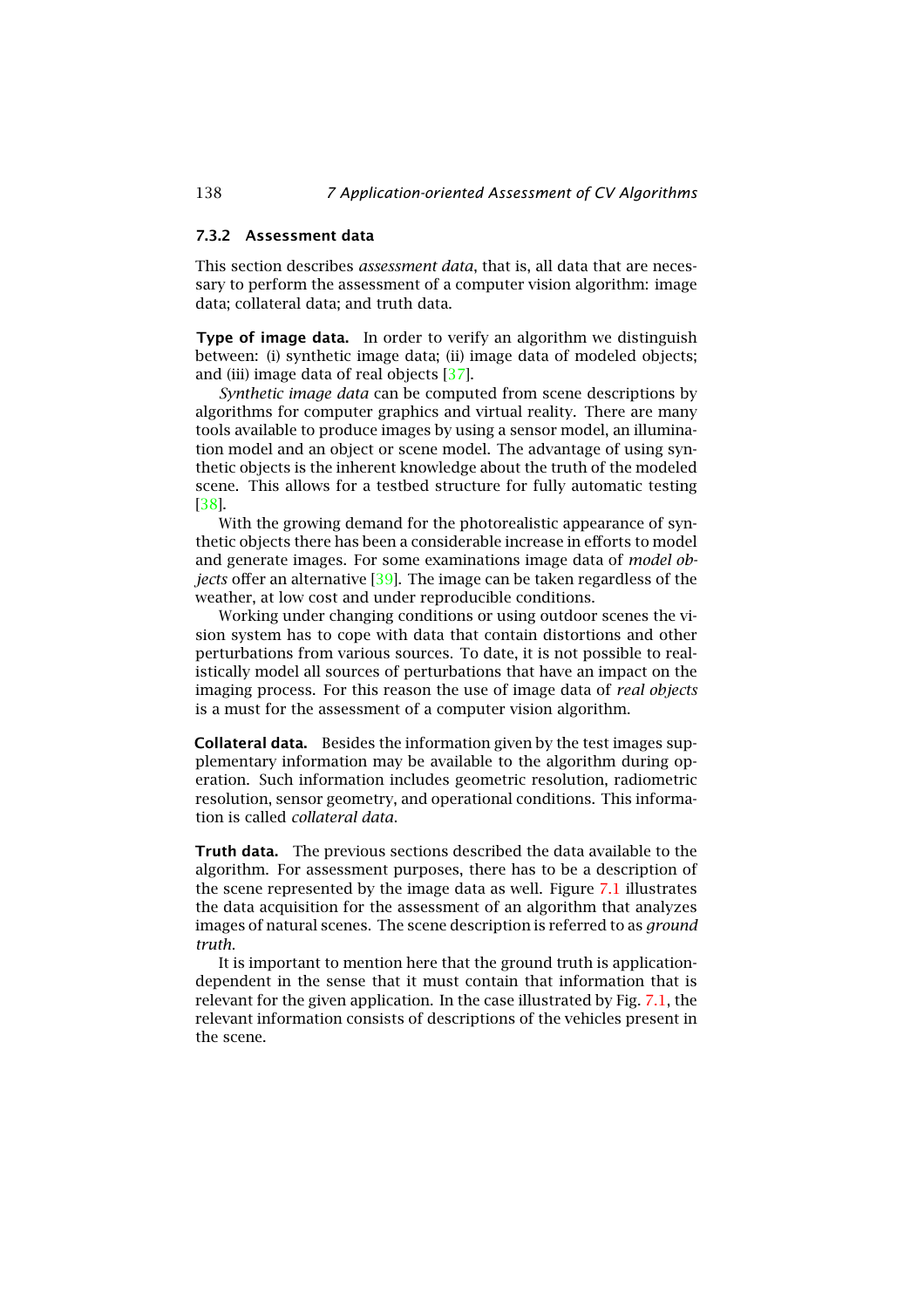### 7.3.2 Assessment data

This section describes *assessment data*, that is, all data that are necessary to perform the assessment of a computer vision algorithm: image data; collateral data; and truth data.

**Type of image data.** In order to verify an algorithm we distinguish between: (i) synthetic image data; (ii) image data of modeled objects; and (iii) image data of real objects [37].

*Synthetic image data* can be computed from scene descriptions by algorithms for computer graphics and virtual reality. There are many tools available to produce images by using a sensor model, an illumination model and an object or scene model. The advantage of using synthetic objects is the inherent knowledge about the truth of the modeled scene. This allows for a testbed structure for fully automatic testing [38].

With the growing demand for the photorealistic appearance of synthetic objects there has been a considerable increase in efforts to model and generate images. For some examinations image data of *model objects* offer an alternative [39]. The image can be taken regardless of the weather, at low cost and under reproducible conditions.

Working under changing conditions or using outdoor scenes the vision system has to cope with data that contain distortions and other perturbations from various sources. To date, it is not possible to realistically model all sources of perturbations that have an impact on the imaging process. For this reason the use of image data of *real objects* is a must for the assessment of a computer vision algorithm.

**Collateral data.** Besides the information given by the test images supplementary information may be available to the algorithm during operation. Such information includes geometric resolution, radiometric resolution, sensor geometry, and operational conditions. This information is called *collateral data*.

**Truth data.** The previous sections described the data available to the algorithm. For assessment purposes, there has to be a description of the scene represented by the image data as well. Figure 7.1 illustrates the data acquisition for the assessment of an algorithm that analyzes images of natural scenes. The scene description is referred to as *ground truth*.

It is important to mention here that the ground truth is application-dependent in the sense that it must contain that information that is relevant for the given application. In the case illustrated by Fig. 7.1, the relevant information consists of descriptions of the vehicles present in the scene.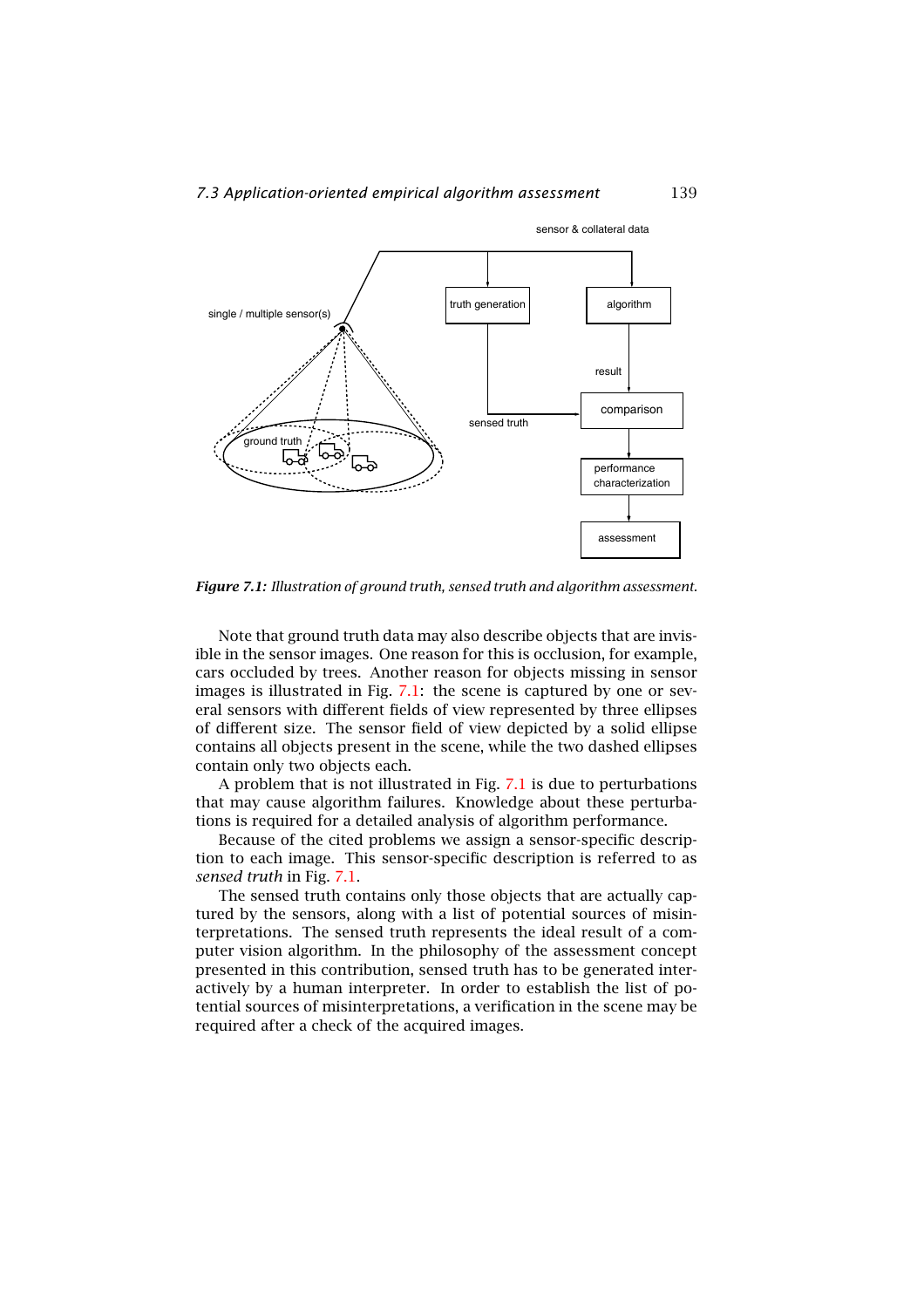*Figure 7.1: Illustration of ground truth, sensed truth and algorithm assessment.*

Note that ground truth data may also describe objects that are invisible in the sensor images. One reason for this is occlusion, for example, cars occluded by trees. Another reason for objects missing in sensor images is illustrated in Fig. 7.1: the scene is captured by one or several sensors with different fields of view represented by three ellipses of different size. The sensor field of view depicted by a solid ellipse contains all objects present in the scene, while the two dashed ellipses contain only two objects each.

A problem that is not illustrated in Fig. 7.1 is due to perturbations that may cause algorithm failures. Knowledge about these perturbations is required for a detailed analysis of algorithm performance.

Because of the cited problems we assign a sensor-specific description to each image. This sensor-specific description is referred to as *sensed truth* in Fig. 7.1.

The sensed truth contains only those objects that are actually captured by the sensors, along with a list of potential sources of misinterpretations. The sensed truth represents the ideal result of a computer vision algorithm. In the philosophy of the assessment concept presented in this contribution, sensed truth has to be generated interactively by a human interpreter. In order to establish the list of potential sources of misinterpretations, a verification in the scene may be required after a check of the acquired images.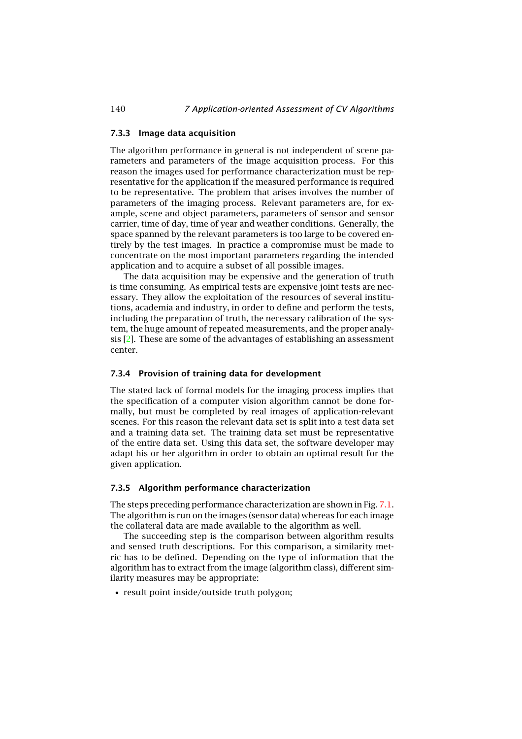### 7.3.3 Image data acquisition

The algorithm performance in general is not independent of scene parameters and parameters of the image acquisition process. For this reason the images used for performance characterization must be representative for the application if the measured performance is required to be representative. The problem that arises involves the number of parameters of the imaging process. Relevant parameters are, for example, scene and object parameters, parameters of sensor and sensor carrier, time of day, time of year and weather conditions. Generally, the space spanned by the relevant parameters is too large to be covered entirely by the test images. In practice a compromise must be made to concentrate on the most important parameters regarding the intended application and to acquire a subset of all possible images.

The data acquisition may be expensive and the generation of truth is time consuming. As empirical tests are expensive joint tests are necessary. They allow the exploitation of the resources of several institutions, academia and industry, in order to define and perform the tests, including the preparation of truth, the necessary calibration of the system, the huge amount of repeated measurements, and the proper analysis [2]. These are some of the advantages of establishing an assessment center.

### 7.3.4 Provision of training data for development

The stated lack of formal models for the imaging process implies that the specification of a computer vision algorithm cannot be done formally, but must be completed by real images of application-relevant scenes. For this reason the relevant data set is split into a test data set and a training data set. The training data set must be representative of the entire data set. Using this data set, the software developer may adapt his or her algorithm in order to obtain an optimal result for the given application.

### 7.3.5 Algorithm performance characterization

The steps preceding performance characterization are shown in Fig. 7.1. The algorithm is run on the images (sensor data) whereas for each image the collateral data are made available to the algorithm as well.

The succeeding step is the comparison between algorithm results and sensed truth descriptions. For this comparison, a similarity metric has to be defined. Depending on the type of information that the algorithm has to extract from the image (algorithm class), different similarity measures may be appropriate:

- result point inside/outside truth polygon;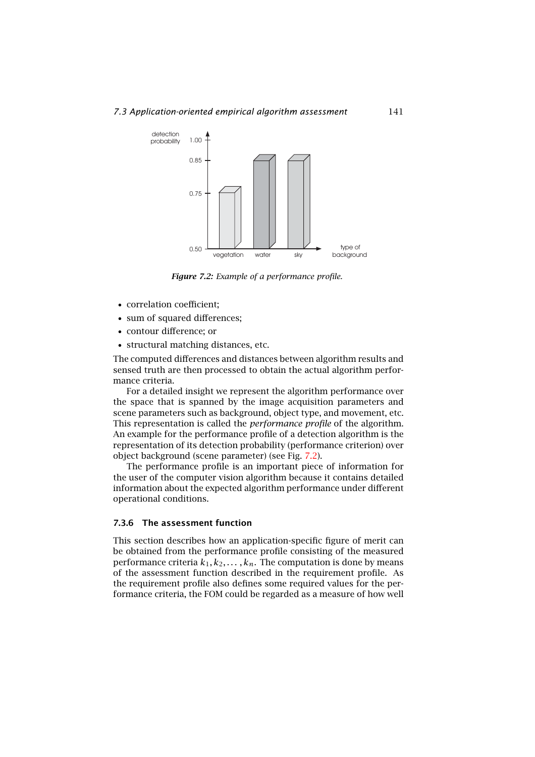*Figure 7.2: Example of a performance profile.*

- correlation coefficient;
- sum of squared differences;
- contour difference; or
- structural matching distances, etc.

The computed differences and distances between algorithm results and sensed truth are then processed to obtain the actual algorithm performance criteria.

For a detailed insight we represent the algorithm performance over the space that is spanned by the image acquisition parameters and scene parameters such as background, object type, and movement, etc. This representation is called the *performance profile* of the algorithm. An example for the performance profile of a detection algorithm is the representation of its detection probability (performance criterion) over object background (scene parameter) (see Fig. 7.2).

The performance profile is an important piece of information for the user of the computer vision algorithm because it contains detailed information about the expected algorithm performance under different operational conditions.

### 7.3.6 The assessment function

This section describes how an application-specific figure of merit can be obtained from the performance profile consisting of the measured performance criteria $k_1, k_2, \ldots, k_n$. The computation is done by means of the assessment function described in the requirement profile. As the requirement profile also defines some required values for the performance criteria, the FOM could be regarded as a measure of how well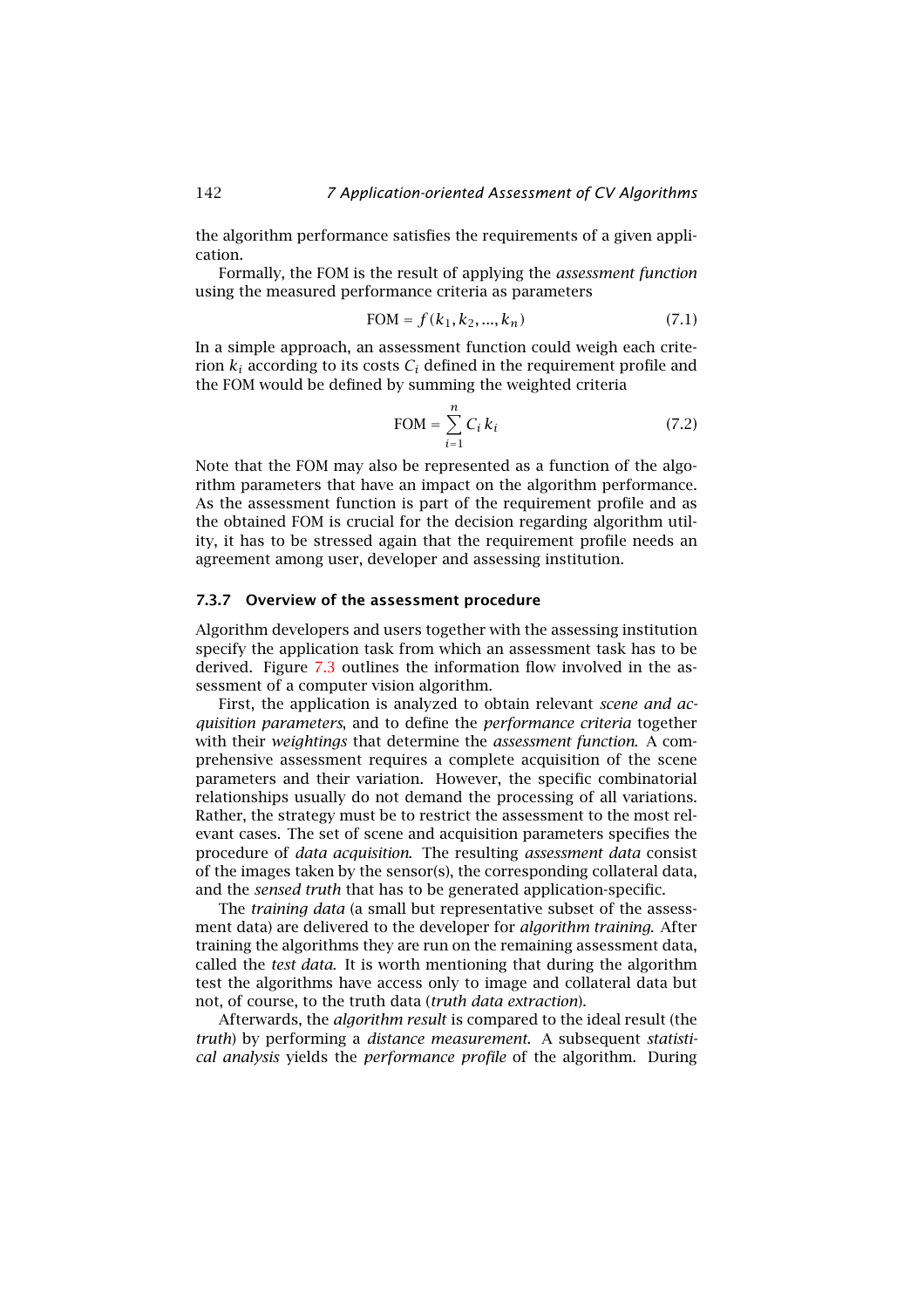the algorithm performance satisfies the requirements of a given application.

Formally, the FOM is the result of applying the *assessment function* using the measured performance criteria as parameters

$$\text{FOM} = f(k_1, k_2, ..., k_n) \tag{7.1}$$

In a simple approach, an assessment function could weigh each criterion $k_i$ according to its costs $C_i$ defined in the requirement profile and the FOM would be defined by summing the weighted criteria

$$\text{FOM} = \sum_{i=1}^{n} C_i \, k_i \tag{7.2}$$

Note that the FOM may also be represented as a function of the algorithm parameters that have an impact on the algorithm performance. As the assessment function is part of the requirement profile and as the obtained FOM is crucial for the decision regarding algorithm utility, it has to be stressed again that the requirement profile needs an agreement among user, developer and assessing institution.

### 7.3.7 Overview of the assessment procedure

Algorithm developers and users together with the assessing institution specify the application task from which an assessment task has to be derived. Figure 7.3 outlines the information flow involved in the assessment of a computer vision algorithm.

First, the application is analyzed to obtain relevant *scene and acquisition parameters*, and to define the *performance criteria* together with their *weightings* that determine the *assessment function*. A comprehensive assessment requires a complete acquisition of the scene parameters and their variation. However, the specific combinatorial relationships usually do not demand the processing of all variations. Rather, the strategy must be to restrict the assessment to the most relevant cases. The set of scene and acquisition parameters specifies the procedure of *data acquisition*. The resulting *assessment data* consist of the images taken by the sensor(s), the corresponding collateral data, and the *sensed truth* that has to be generated application-specific.

The *training data* (a small but representative subset of the assessment data) are delivered to the developer for *algorithm training*. After training the algorithms they are run on the remaining assessment data, called the *test data*. It is worth mentioning that during the algorithm test the algorithms have access only to image and collateral data but not, of course, to the truth data (*truth data extraction*).

Afterwards, the *algorithm result* is compared to the ideal result (the *truth*) by performing a *distance measurement*. A subsequent *statistical analysis* yields the *performance profile* of the algorithm. During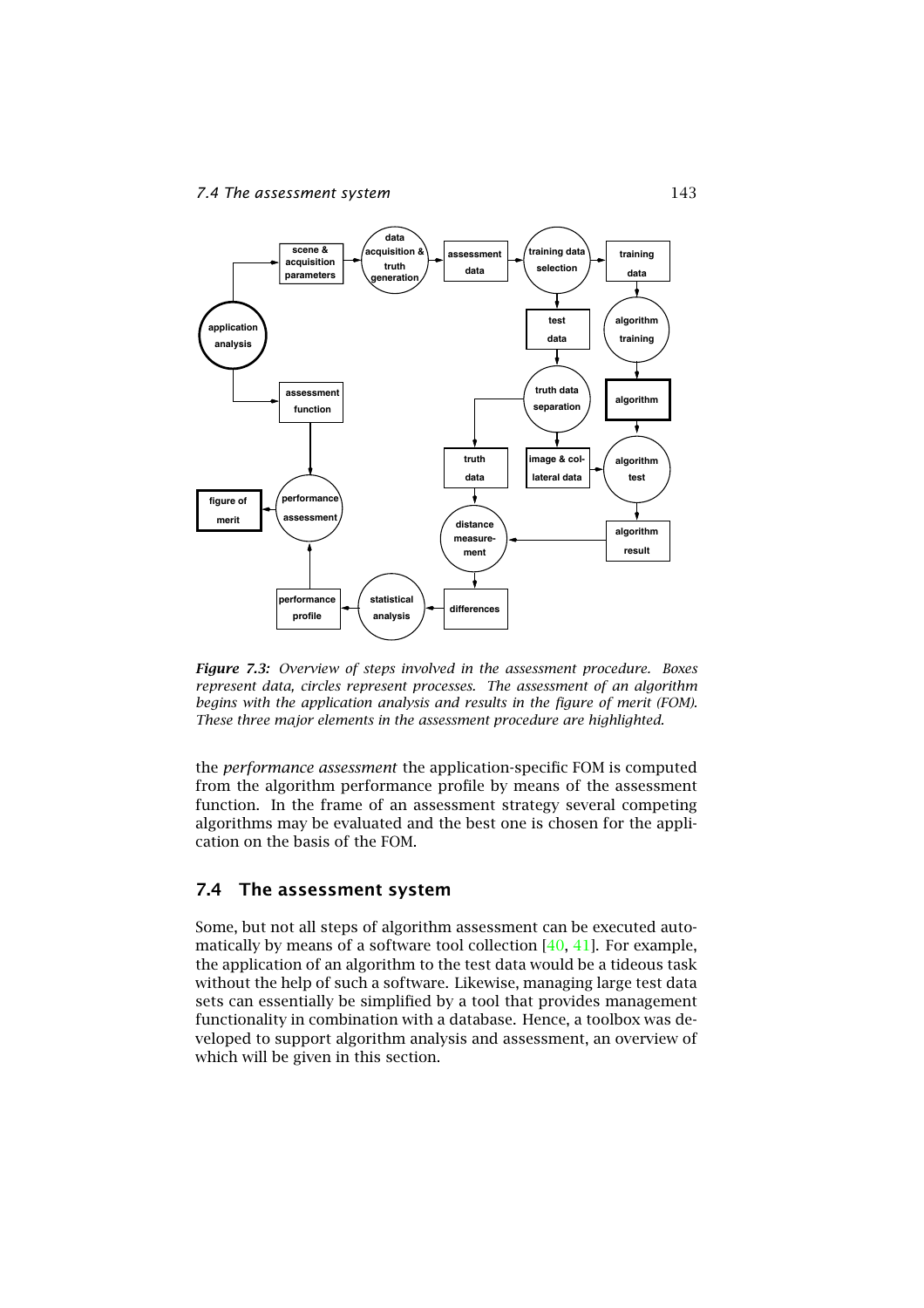*Figure 7.3: Overview of steps involved in the assessment procedure. Boxes represent data, circles represent processes. The assessment of an algorithm begins with the application analysis and results in the figure of merit (FOM). These three major elements in the assessment procedure are highlighted.*

the *performance assessment* the application-specific FOM is computed from the algorithm performance profile by means of the assessment function. In the frame of an assessment strategy several competing algorithms may be evaluated and the best one is chosen for the application on the basis of the FOM.

## 7.4 The assessment system

Some, but not all steps of algorithm assessment can be executed automatically by means of a software tool collection [40, 41]. For example, the application of an algorithm to the test data would be a tideous task without the help of such a software. Likewise, managing large test data sets can essentially be simplified by a tool that provides management functionality in combination with a database. Hence, a toolbox was developed to support algorithm analysis and assessment, an overview of which will be given in this section.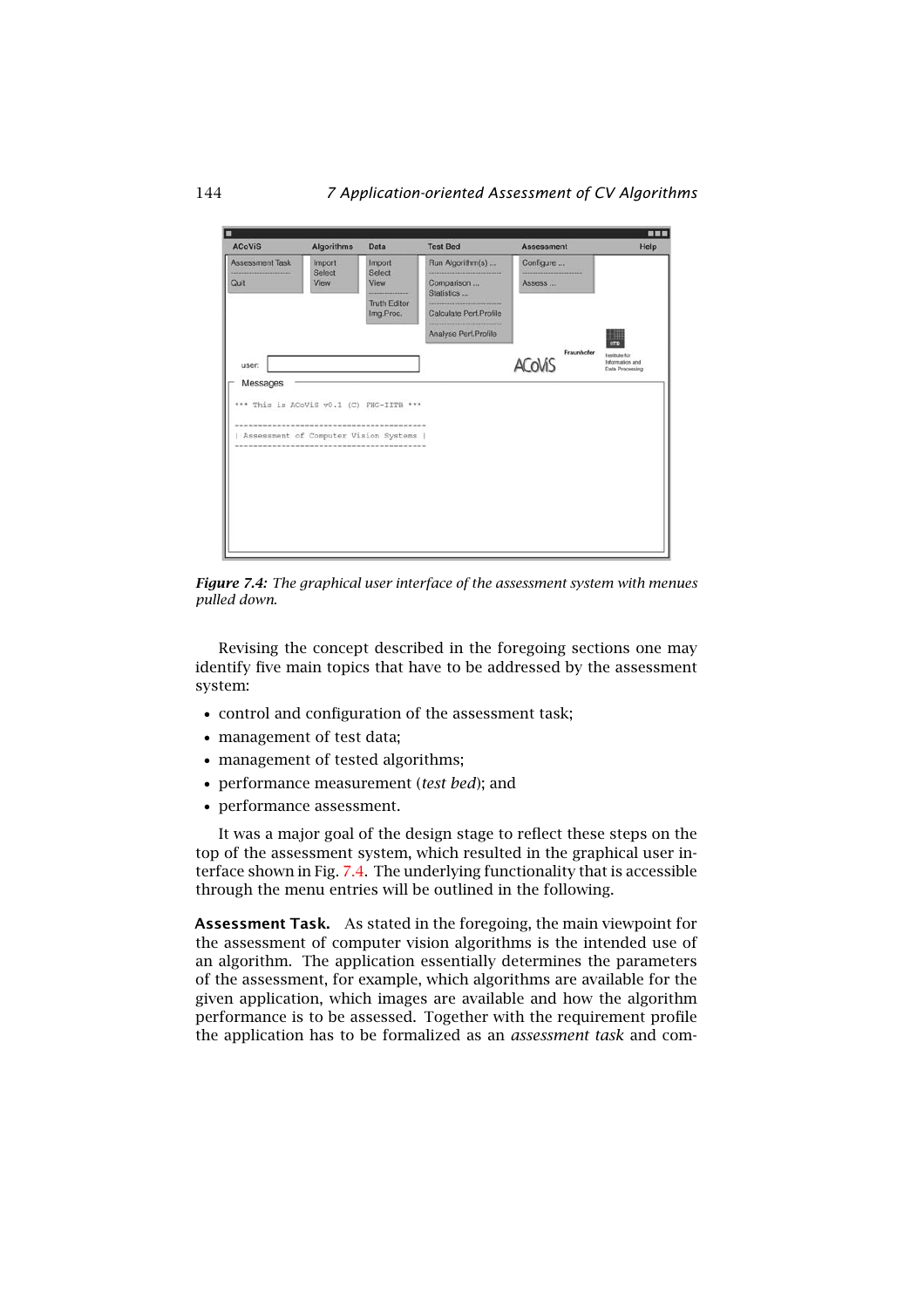*Figure 7.4: The graphical user interface of the assessment system with menues pulled down.*

Revising the concept described in the foregoing sections one may identify five main topics that have to be addressed by the assessment system:

- control and configuration of the assessment task;
- management of test data;
- management of tested algorithms;
- performance measurement (*test bed*); and
- performance assessment.

It was a major goal of the design stage to reflect these steps on the top of the assessment system, which resulted in the graphical user interface shown in Fig. 7.4. The underlying functionality that is accessible through the menu entries will be outlined in the following.

**Assessment Task.** As stated in the foregoing, the main viewpoint for the assessment of computer vision algorithms is the intended use of an algorithm. The application essentially determines the parameters of the assessment, for example, which algorithms are available for the given application, which images are available and how the algorithm performance is to be assessed. Together with the requirement profile the application has to be formalized as an *assessment task* and com-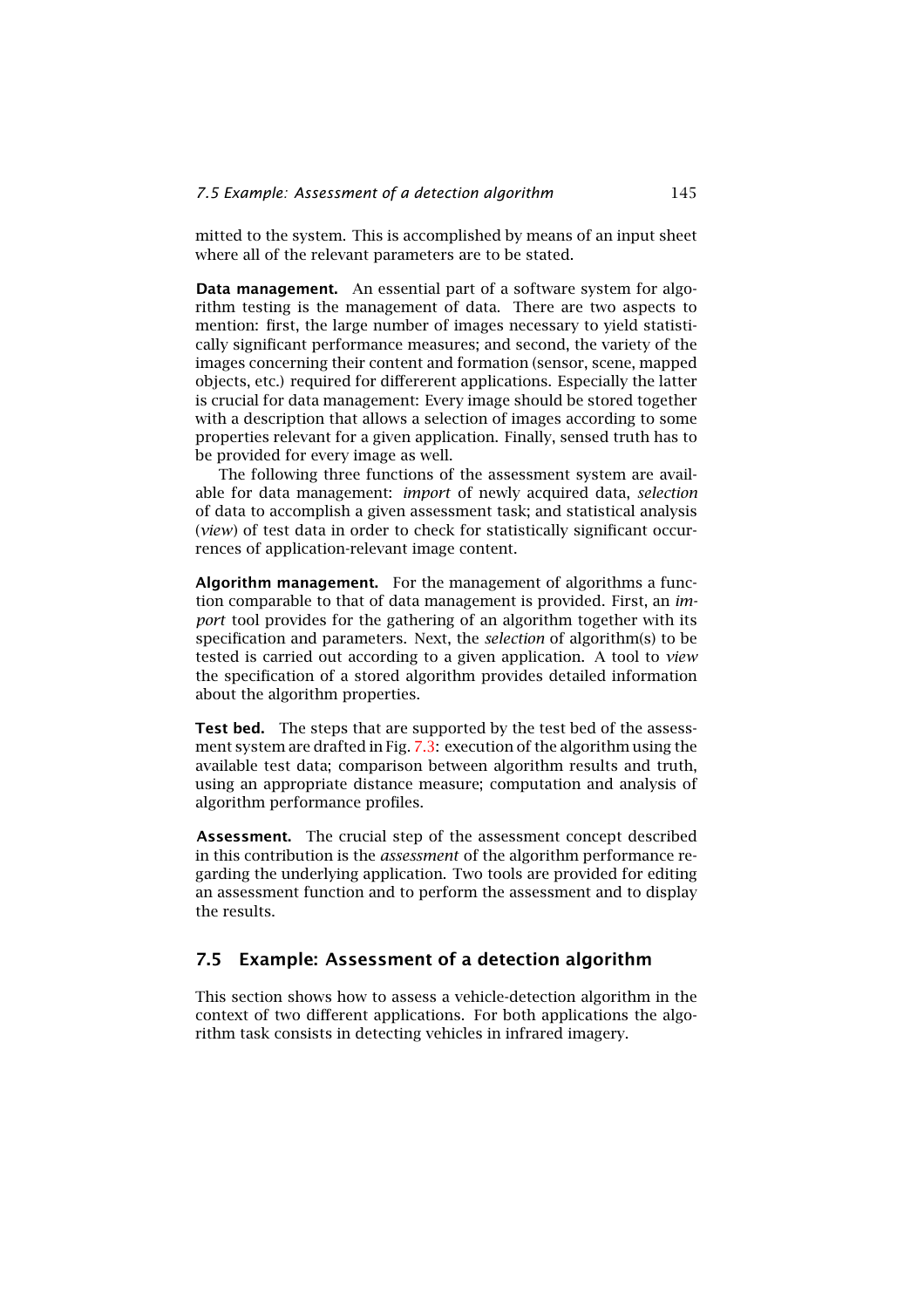mitted to the system. This is accomplished by means of an input sheet where all of the relevant parameters are to be stated.

**Data management.** An essential part of a software system for algorithm testing is the management of data. There are two aspects to mention: first, the large number of images necessary to yield statistically significant performance measures; and second, the variety of the images concerning their content and formation (sensor, scene, mapped objects, etc.) required for differerent applications. Especially the latter is crucial for data management: Every image should be stored together with a description that allows a selection of images according to some properties relevant for a given application. Finally, sensed truth has to be provided for every image as well.

The following three functions of the assessment system are available for data management: *import* of newly acquired data, *selection* of data to accomplish a given assessment task; and statistical analysis (*view*) of test data in order to check for statistically significant occurrences of application-relevant image content.

**Algorithm management.** For the management of algorithms a function comparable to that of data management is provided. First, an *import* tool provides for the gathering of an algorithm together with its specification and parameters. Next, the *selection* of algorithm(s) to be tested is carried out according to a given application. A tool to *view* the specification of a stored algorithm provides detailed information about the algorithm properties.

**Test bed.** The steps that are supported by the test bed of the assessment system are drafted in Fig. 7.3: execution of the algorithm using the available test data; comparison between algorithm results and truth, using an appropriate distance measure; computation and analysis of algorithm performance profiles.

**Assessment.** The crucial step of the assessment concept described in this contribution is the *assessment* of the algorithm performance regarding the underlying application. Two tools are provided for editing an assessment function and to perform the assessment and to display the results.

## 7.5 Example: Assessment of a detection algorithm

This section shows how to assess a vehicle-detection algorithm in the context of two different applications. For both applications the algorithm task consists in detecting vehicles in infrared imagery.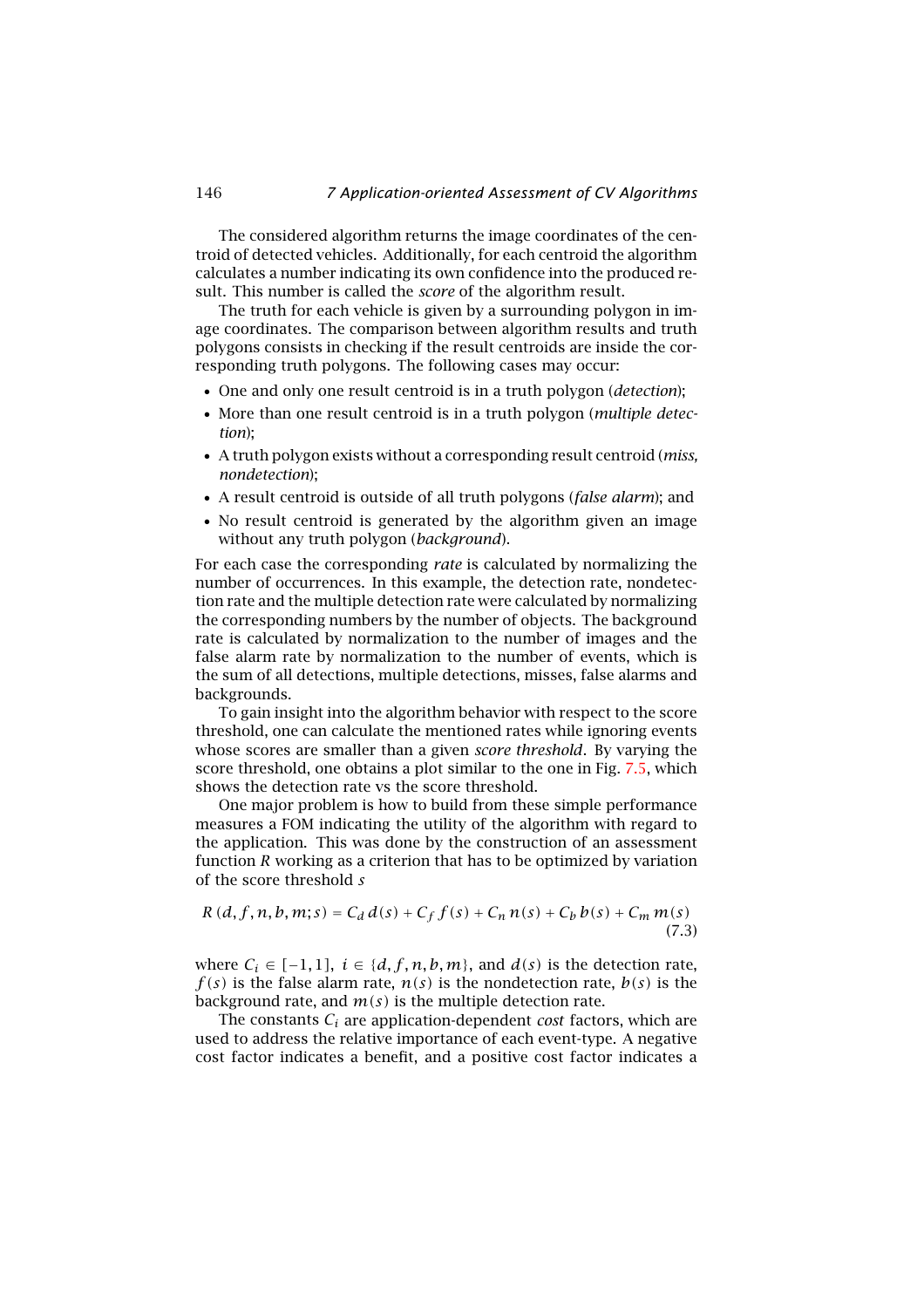The considered algorithm returns the image coordinates of the centroid of detected vehicles. Additionally, for each centroid the algorithm calculates a number indicating its own confidence into the produced result. This number is called the *score* of the algorithm result.

The truth for each vehicle is given by a surrounding polygon in image coordinates. The comparison between algorithm results and truth polygons consists in checking if the result centroids are inside the corresponding truth polygons. The following cases may occur:

- One and only one result centroid is in a truth polygon (*detection*);
- More than one result centroid is in a truth polygon (*multiple detection*);
- A truth polygon exists without a corresponding result centroid (*miss, nondetection*);
- A result centroid is outside of all truth polygons (*false alarm*); and
- No result centroid is generated by the algorithm given an image without any truth polygon (*background*).

For each case the corresponding *rate* is calculated by normalizing the number of occurrences. In this example, the detection rate, nondetection rate and the multiple detection rate were calculated by normalizing the corresponding numbers by the number of objects. The background rate is calculated by normalization to the number of images and the false alarm rate by normalization to the number of events, which is the sum of all detections, multiple detections, misses, false alarms and backgrounds.

To gain insight into the algorithm behavior with respect to the score threshold, one can calculate the mentioned rates while ignoring events whose scores are smaller than a given *score threshold*. By varying the score threshold, one obtains a plot similar to the one in Fig. 7.5, which shows the detection rate vs the score threshold.

One major problem is how to build from these simple performance measures a FOM indicating the utility of the algorithm with regard to the application. This was done by the construction of an assessment function $R$ working as a criterion that has to be optimized by variation of the score threshold $s$

$$R\,(d, f, n, b, m; s) = C_d\,d(s) + C_f\,f(s) + C_n\,n(s) + C_b\,b(s) + C_m\,m(s) \tag{7.3}$$

where $C_i \in [-1, 1]$, $i \in \{d, f, n, b, m\}$, and $d(s)$ is the detection rate, $f(s)$ is the false alarm rate, $n(s)$ is the nondetection rate, $b(s)$ is the background rate, and $m(s)$ is the multiple detection rate.

The constants $C_i$ are application-dependent *cost* factors, which are used to address the relative importance of each event-type. A negative cost factor indicates a benefit, and a positive cost factor indicates a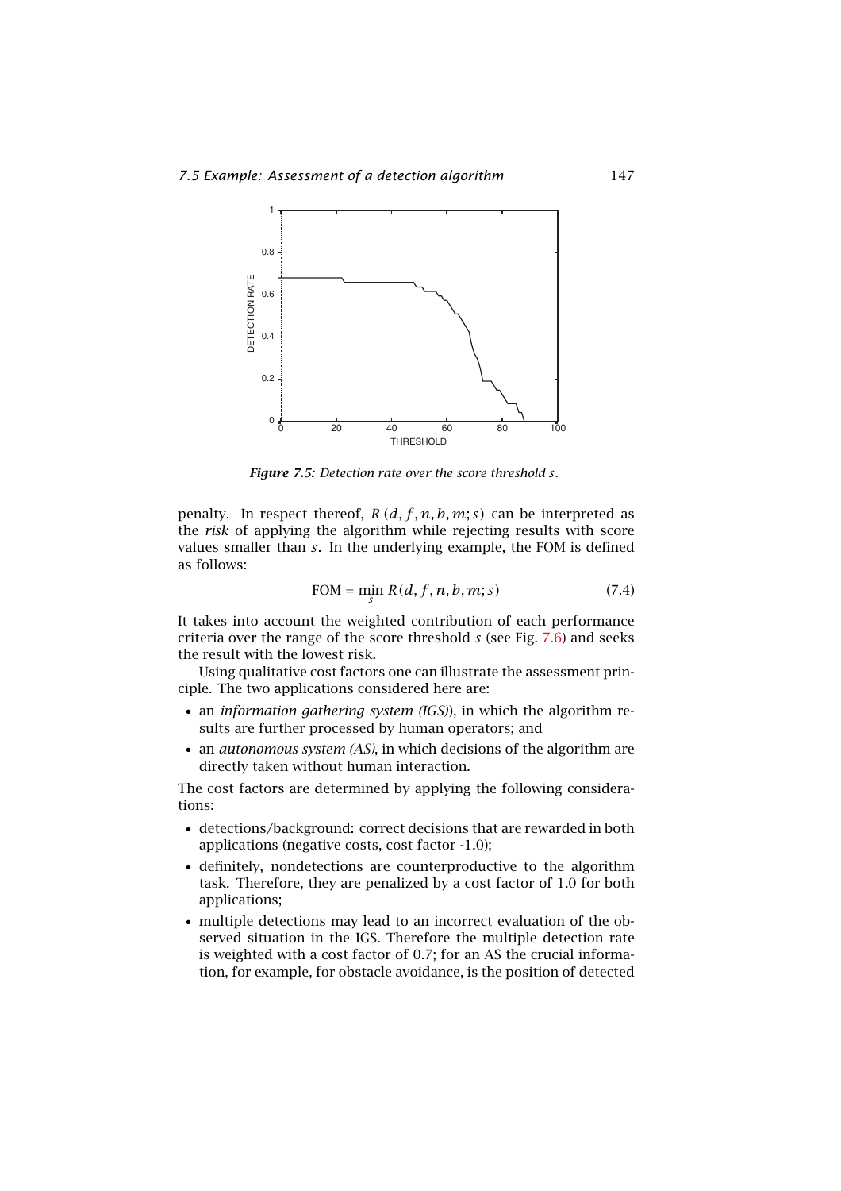*Figure 7.5: Detection rate over the score threshold $s$.*

penalty. In respect thereof, $R(d, f, n, b, m; s)$ can be interpreted as the *risk* of applying the algorithm while rejecting results with score values smaller than $s$. In the underlying example, the FOM is defined as follows:

$$\text{FOM} = \min_{s} R(d, f, n, b, m; s) \tag{7.4}$$

It takes into account the weighted contribution of each performance criteria over the range of the score threshold $s$ (see Fig. 7.6) and seeks the result with the lowest risk.

Using qualitative cost factors one can illustrate the assessment principle. The two applications considered here are:

- an *information gathering system (IGS)*), in which the algorithm results are further processed by human operators; and
- an *autonomous system (AS)*, in which decisions of the algorithm are directly taken without human interaction.

The cost factors are determined by applying the following considerations:

- detections/background: correct decisions that are rewarded in both applications (negative costs, cost factor -1.0);
- definitely, nondetections are counterproductive to the algorithm task. Therefore, they are penalized by a cost factor of 1.0 for both applications;
- multiple detections may lead to an incorrect evaluation of the observed situation in the IGS. Therefore the multiple detection rate is weighted with a cost factor of 0.7; for an AS the crucial information, for example, for obstacle avoidance, is the position of detected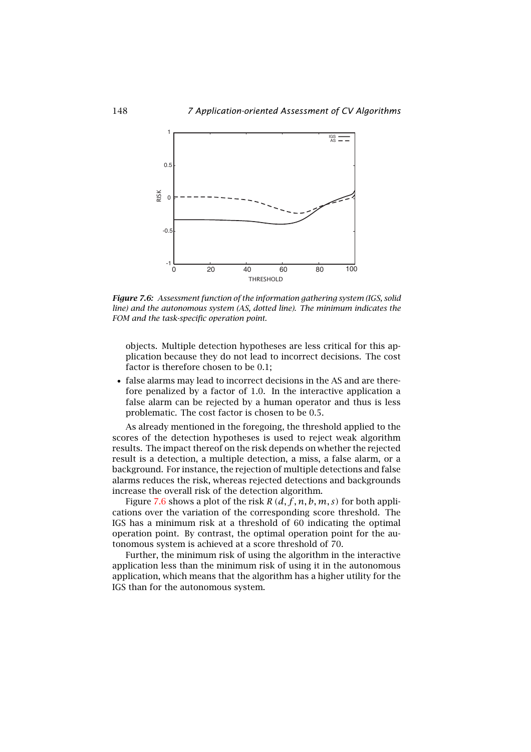*Figure 7.6: Assessment function of the information gathering system (IGS, solid line) and the autonomous system (AS, dotted line). The minimum indicates the FOM and the task-specific operation point.*

objects. Multiple detection hypotheses are less critical for this application because they do not lead to incorrect decisions. The cost factor is therefore chosen to be 0.1;

- false alarms may lead to incorrect decisions in the AS and are therefore penalized by a factor of 1.0. In the interactive application a false alarm can be rejected by a human operator and thus is less problematic. The cost factor is chosen to be 0.5.

As already mentioned in the foregoing, the threshold applied to the scores of the detection hypotheses is used to reject weak algorithm results. The impact thereof on the risk depends on whether the rejected result is a detection, a multiple detection, a miss, a false alarm, or a background. For instance, the rejection of multiple detections and false alarms reduces the risk, whereas rejected detections and backgrounds increase the overall risk of the detection algorithm.

Figure 7.6 shows a plot of the risk $R(d, f, n, b, m, s)$ for both applications over the variation of the corresponding score threshold. The IGS has a minimum risk at a threshold of 60 indicating the optimal operation point. By contrast, the optimal operation point for the autonomous system is achieved at a score threshold of 70.

Further, the minimum risk of using the algorithm in the interactive application less than the minimum risk of using it in the autonomous application, which means that the algorithm has a higher utility for the IGS than for the autonomous system.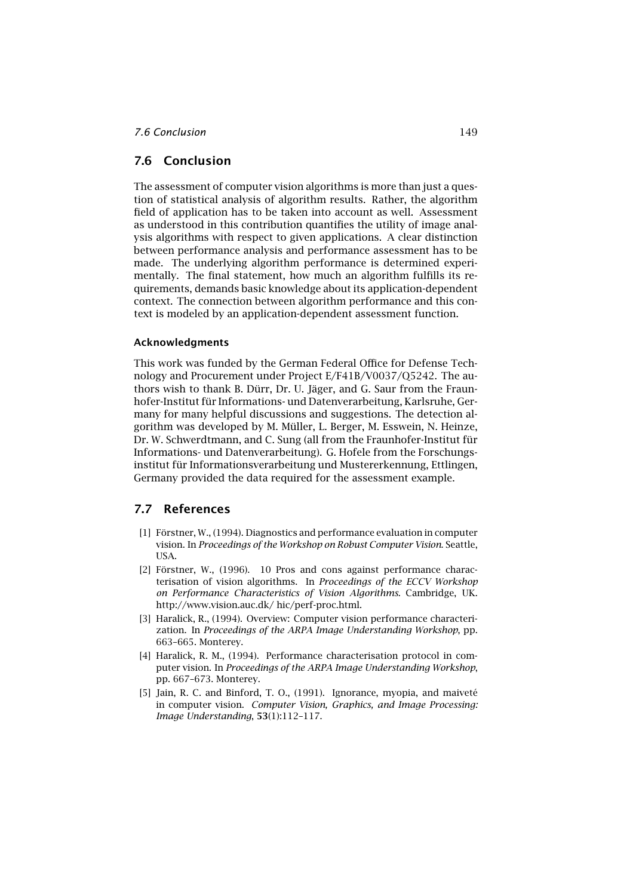## 7.6 Conclusion

The assessment of computer vision algorithms is more than just a question of statistical analysis of algorithm results. Rather, the algorithm field of application has to be taken into account as well. Assessment as understood in this contribution quantifies the utility of image analysis algorithms with respect to given applications. A clear distinction between performance analysis and performance assessment has to be made. The underlying algorithm performance is determined experimentally. The final statement, how much an algorithm fulfills its requirements, demands basic knowledge about its application-dependent context. The connection between algorithm performance and this context is modeled by an application-dependent assessment function.

### Acknowledgments

This work was funded by the German Federal Office for Defense Technology and Procurement under Project E/F41B/V0037/Q5242. The authors wish to thank B. Dürr, Dr. U. Jäger, and G. Saur from the Fraunhofer-Institut für Informations- und Datenverarbeitung, Karlsruhe, Germany for many helpful discussions and suggestions. The detection algorithm was developed by M. Müller, L. Berger, M. Esswein, N. Heinze, Dr. W. Schwerdtmann, and C. Sung (all from the Fraunhofer-Institut für Informations- und Datenverarbeitung). G. Hofele from the Forschungsinstitut für Informationsverarbeitung und Mustererkennung, Ettlingen, Germany provided the data required for the assessment example.

## 7.7 References

[1] Förstner, W., (1994). Diagnostics and performance evaluation in computer vision. In *Proceedings of the Workshop on Robust Computer Vision*. Seattle, USA.

[2] Förstner, W., (1996). 10 Pros and cons against performance characterisation of vision algorithms. In *Proceedings of the ECCV Workshop on Performance Characteristics of Vision Algorithms*. Cambridge, UK. http://www.vision.auc.dk/ hic/perf-proc.html.

[3] Haralick, R., (1994). Overview: Computer vision performance characterization. In *Proceedings of the ARPA Image Understanding Workshop*, pp. 663–665. Monterey.

[4] Haralick, R. M., (1994). Performance characterisation protocol in computer vision. In *Proceedings of the ARPA Image Understanding Workshop*, pp. 667–673. Monterey.

[5] Jain, R. C. and Binford, T. O., (1991). Ignorance, myopia, and maiveté in computer vision. *Computer Vision, Graphics, and Image Processing: Image Understanding*, **53**(1):112–117.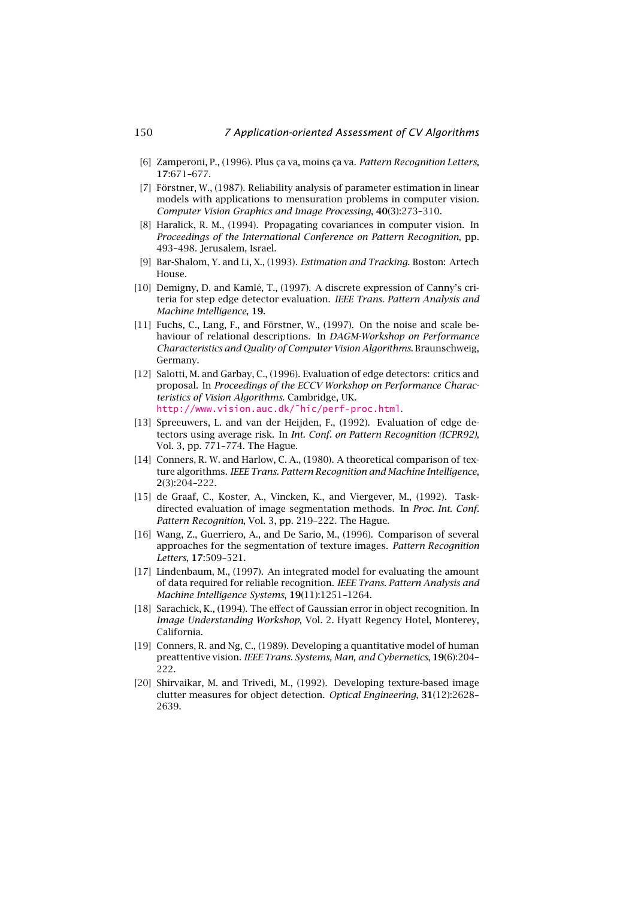[6] Zamperoni, P., (1996). Plus ça va, moins ça va. *Pattern Recognition Letters*, **17**:671–677.

[7] Förstner, W., (1987). Reliability analysis of parameter estimation in linear models with applications to mensuration problems in computer vision. *Computer Vision Graphics and Image Processing*, **40**(3):273–310.

[8] Haralick, R. M., (1994). Propagating covariances in computer vision. In *Proceedings of the International Conference on Pattern Recognition*, pp. 493–498. Jerusalem, Israel.

[9] Bar-Shalom, Y. and Li, X., (1993). *Estimation and Tracking*. Boston: Artech House.

[10] Demigny, D. and Kamlé, T., (1997). A discrete expression of Canny's criteria for step edge detector evaluation. *IEEE Trans. Pattern Analysis and Machine Intelligence*, **19**.

[11] Fuchs, C., Lang, F., and Förstner, W., (1997). On the noise and scale behaviour of relational descriptions. In *DAGM-Workshop on Performance Characteristics and Quality of Computer Vision Algorithms*. Braunschweig, Germany.

[12] Salotti, M. and Garbay, C., (1996). Evaluation of edge detectors: critics and proposal. In *Proceedings of the ECCV Workshop on Performance Characteristics of Vision Algorithms*. Cambridge, UK. http://www.vision.auc.dk/~hic/perf-proc.html.

[13] Spreeuwers, L. and van der Heijden, F., (1992). Evaluation of edge detectors using average risk. In *Int. Conf. on Pattern Recognition (ICPR92)*, Vol. 3, pp. 771–774. The Hague.

[14] Conners, R. W. and Harlow, C. A., (1980). A theoretical comparison of texture algorithms. *IEEE Trans. Pattern Recognition and Machine Intelligence*, **2**(3):204–222.

[15] de Graaf, C., Koster, A., Vincken, K., and Viergever, M., (1992). Task-directed evaluation of image segmentation methods. In *Proc. Int. Conf. Pattern Recognition*, Vol. 3, pp. 219–222. The Hague.

[16] Wang, Z., Guerriero, A., and De Sario, M., (1996). Comparison of several approaches for the segmentation of texture images. *Pattern Recognition Letters*, **17**:509–521.

[17] Lindenbaum, M., (1997). An integrated model for evaluating the amount of data required for reliable recognition. *IEEE Trans. Pattern Analysis and Machine Intelligence Systems*, **19**(11):1251–1264.

[18] Sarachick, K., (1994). The effect of Gaussian error in object recognition. In *Image Understanding Workshop*, Vol. 2. Hyatt Regency Hotel, Monterey, California.

[19] Conners, R. and Ng, C., (1989). Developing a quantitative model of human preattentive vision. *IEEE Trans. Systems, Man, and Cybernetics*, **19**(6):204–222.

[20] Shirvaikar, M. and Trivedi, M., (1992). Developing texture-based image clutter measures for object detection. *Optical Engineering*, **31**(12):2628–2639.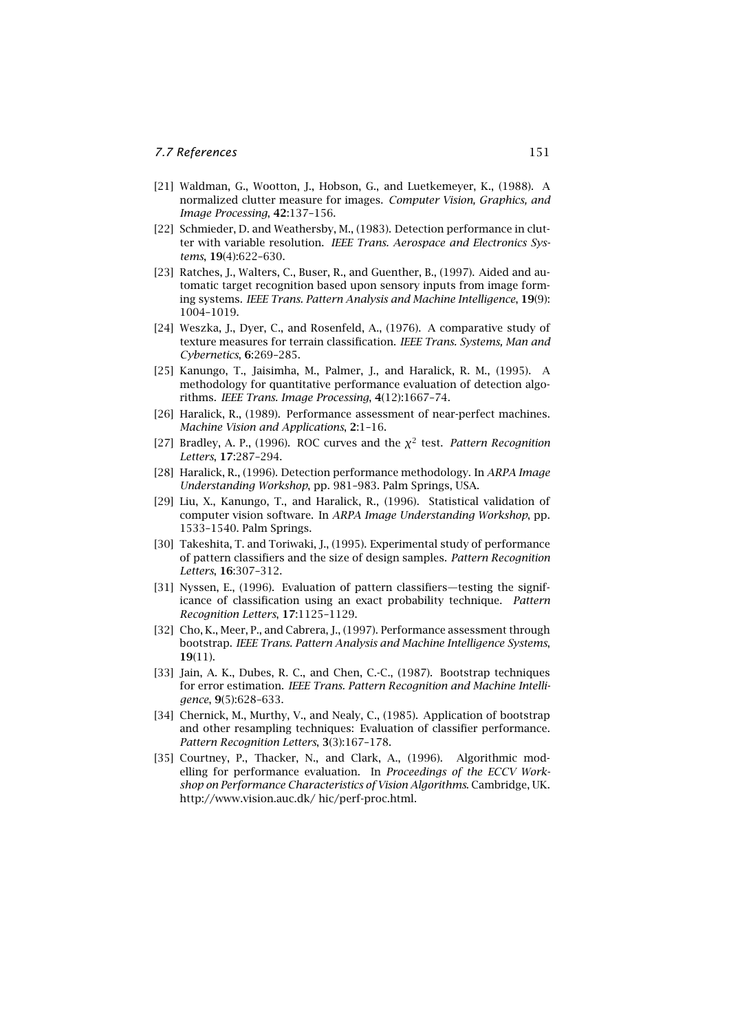[21] Waldman, G., Wootton, J., Hobson, G., and Luetkemeyer, K., (1988). A normalized clutter measure for images. *Computer Vision, Graphics, and Image Processing*, **42**:137–156.

[22] Schmieder, D. and Weathersby, M., (1983). Detection performance in clutter with variable resolution. *IEEE Trans. Aerospace and Electronics Systems*, **19**(4):622–630.

[23] Ratches, J., Walters, C., Buser, R., and Guenther, B., (1997). Aided and automatic target recognition based upon sensory inputs from image forming systems. *IEEE Trans. Pattern Analysis and Machine Intelligence*, **19**(9): 1004–1019.

[24] Weszka, J., Dyer, C., and Rosenfeld, A., (1976). A comparative study of texture measures for terrain classification. *IEEE Trans. Systems, Man and Cybernetics*, **6**:269–285.

[25] Kanungo, T., Jaisimha, M., Palmer, J., and Haralick, R. M., (1995). A methodology for quantitative performance evaluation of detection algorithms. *IEEE Trans. Image Processing*, **4**(12):1667–74.

[26] Haralick, R., (1989). Performance assessment of near-perfect machines. *Machine Vision and Applications*, **2**:1–16.

[27] Bradley, A. P., (1996). ROC curves and the $\chi^2$ test. *Pattern Recognition Letters*, **17**:287–294.

[28] Haralick, R., (1996). Detection performance methodology. In *ARPA Image Understanding Workshop*, pp. 981–983. Palm Springs, USA.

[29] Liu, X., Kanungo, T., and Haralick, R., (1996). Statistical validation of computer vision software. In *ARPA Image Understanding Workshop*, pp. 1533–1540. Palm Springs.

[30] Takeshita, T. and Toriwaki, J., (1995). Experimental study of performance of pattern classifiers and the size of design samples. *Pattern Recognition Letters*, **16**:307–312.

[31] Nyssen, E., (1996). Evaluation of pattern classifiers—testing the significance of classification using an exact probability technique. *Pattern Recognition Letters*, **17**:1125–1129.

[32] Cho, K., Meer, P., and Cabrera, J., (1997). Performance assessment through bootstrap. *IEEE Trans. Pattern Analysis and Machine Intelligence Systems*, **19**(11).

[33] Jain, A. K., Dubes, R. C., and Chen, C.-C., (1987). Bootstrap techniques for error estimation. *IEEE Trans. Pattern Recognition and Machine Intelligence*, **9**(5):628–633.

[34] Chernick, M., Murthy, V., and Nealy, C., (1985). Application of bootstrap and other resampling techniques: Evaluation of classifier performance. *Pattern Recognition Letters*, **3**(3):167–178.

[35] Courtney, P., Thacker, N., and Clark, A., (1996). Algorithmic modelling for performance evaluation. In *Proceedings of the ECCV Workshop on Performance Characteristics of Vision Algorithms*. Cambridge, UK. http://www.vision.auc.dk/ hic/perf-proc.html.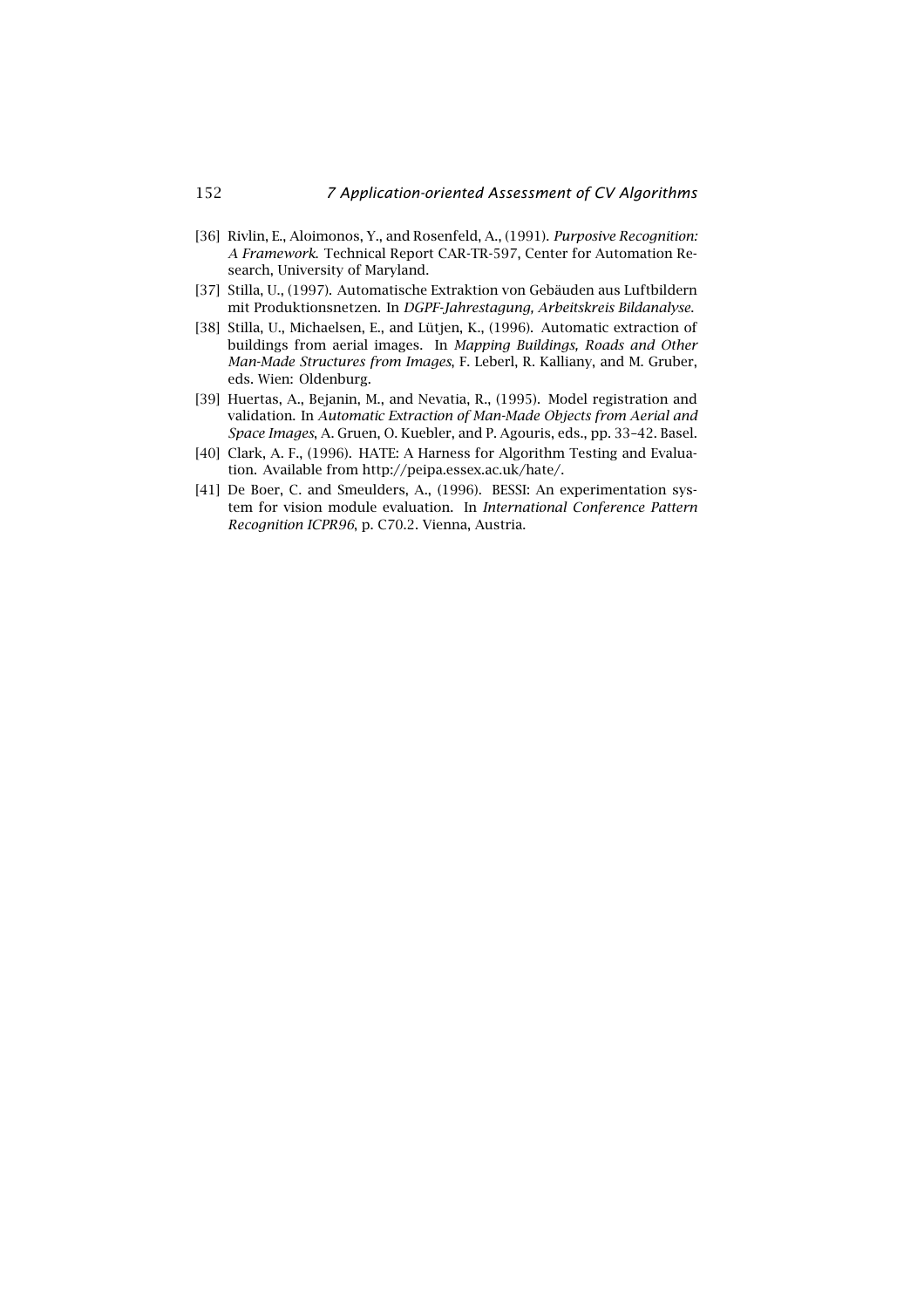[36] Rivlin, E., Aloimonos, Y., and Rosenfeld, A., (1991). *Purposive Recognition: A Framework*. Technical Report CAR-TR-597, Center for Automation Research, University of Maryland.

[37] Stilla, U., (1997). Automatische Extraktion von Gebäuden aus Luftbildern mit Produktionsnetzen. In *DGPF-Jahrestagung, Arbeitskreis Bildanalyse*.

[38] Stilla, U., Michaelsen, E., and Lütjen, K., (1996). Automatic extraction of buildings from aerial images. In *Mapping Buildings, Roads and Other Man-Made Structures from Images*, F. Leberl, R. Kalliany, and M. Gruber, eds. Wien: Oldenburg.

[39] Huertas, A., Bejanin, M., and Nevatia, R., (1995). Model registration and validation. In *Automatic Extraction of Man-Made Objects from Aerial and Space Images*, A. Gruen, O. Kuebler, and P. Agouris, eds., pp. 33–42. Basel.

[40] Clark, A. F., (1996). HATE: A Harness for Algorithm Testing and Evaluation. Available from http://peipa.essex.ac.uk/hate/.

[41] De Boer, C. and Smeulders, A., (1996). BESSI: An experimentation system for vision module evaluation. In *International Conference Pattern Recognition ICPR96*, p. C70.2. Vienna, Austria.